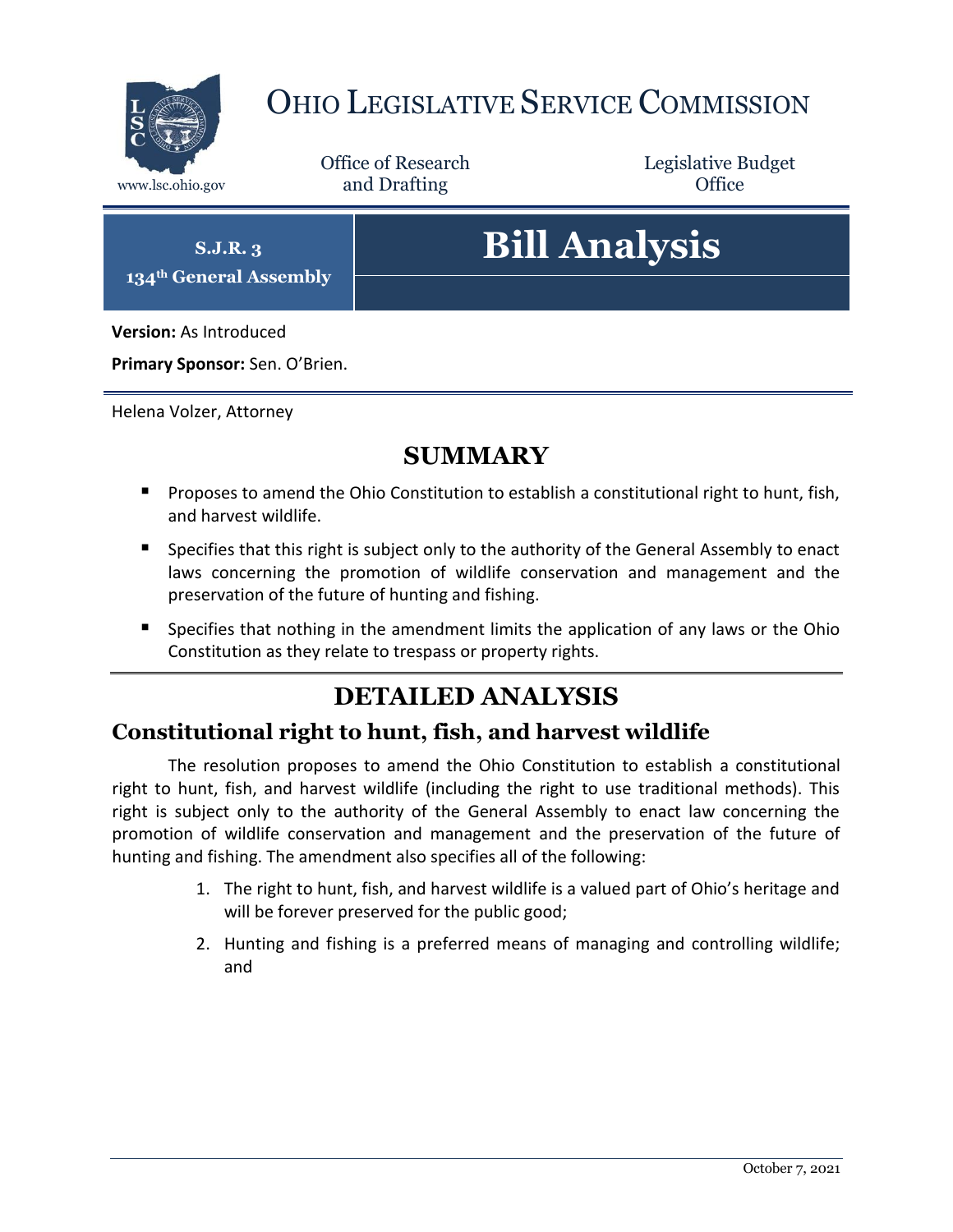# OHIO LEGISLATIVE SERVICE COMMISSION

www.lsc.ohio.gov

Office of Research and Drafting

Legislative Budget Office

**S.J.R. 3**
**134th General Assembly**

# Bill Analysis

**Version:** As Introduced

**Primary Sponsor:** Sen. O'Brien.

Helena Volzer, Attorney

## SUMMARY

- Proposes to amend the Ohio Constitution to establish a constitutional right to hunt, fish, and harvest wildlife.
- Specifies that this right is subject only to the authority of the General Assembly to enact laws concerning the promotion of wildlife conservation and management and the preservation of the future of hunting and fishing.
- Specifies that nothing in the amendment limits the application of any laws or the Ohio Constitution as they relate to trespass or property rights.

## DETAILED ANALYSIS

### Constitutional right to hunt, fish, and harvest wildlife

The resolution proposes to amend the Ohio Constitution to establish a constitutional right to hunt, fish, and harvest wildlife (including the right to use traditional methods). This right is subject only to the authority of the General Assembly to enact law concerning the promotion of wildlife conservation and management and the preservation of the future of hunting and fishing. The amendment also specifies all of the following:

1. The right to hunt, fish, and harvest wildlife is a valued part of Ohio's heritage and will be forever preserved for the public good;
2. Hunting and fishing is a preferred means of managing and controlling wildlife; and

October 7, 2021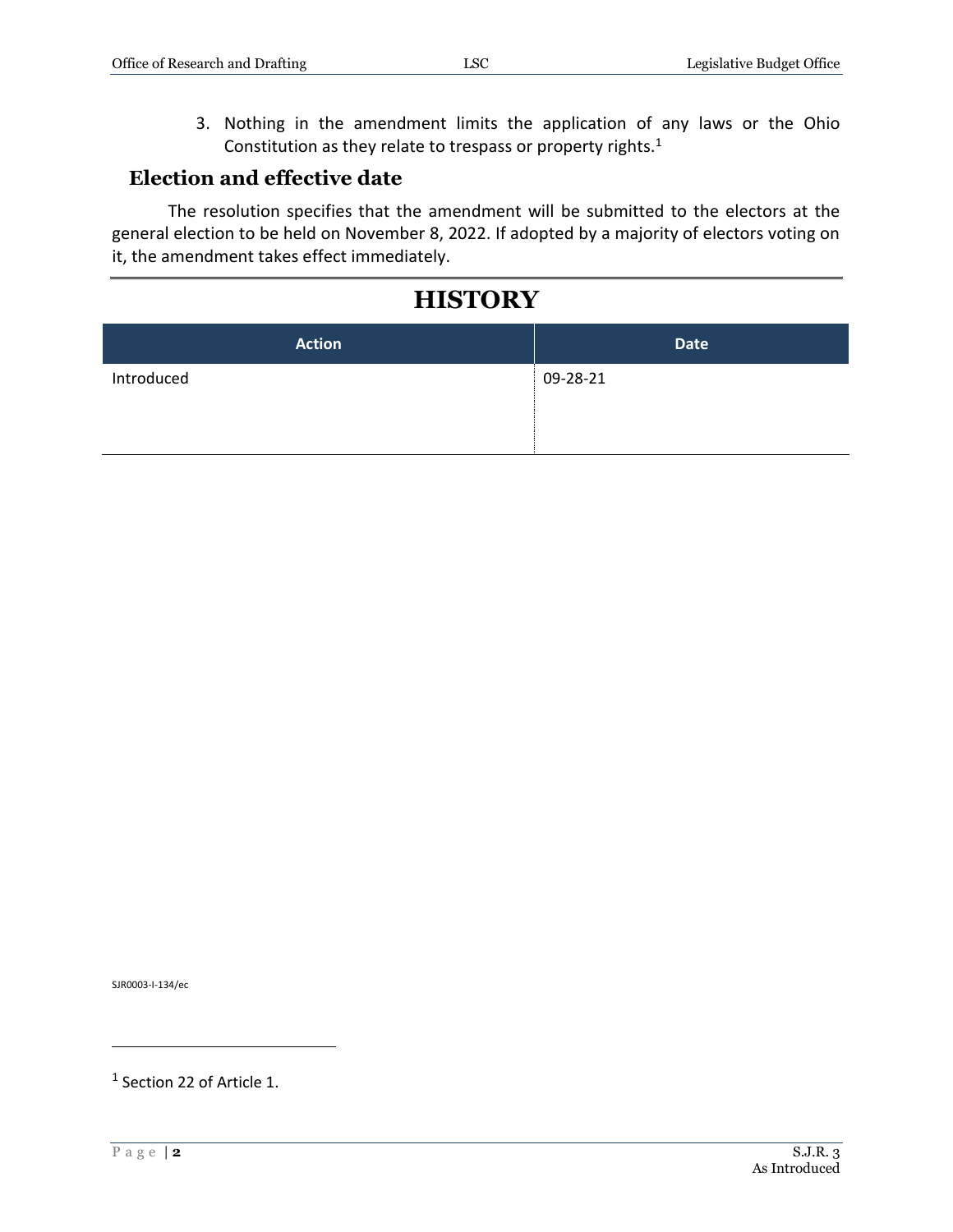3. Nothing in the amendment limits the application of any laws or the Ohio Constitution as they relate to trespass or property rights.[1]

## Election and effective date

The resolution specifies that the amendment will be submitted to the electors at the general election to be held on November 8, 2022. If adopted by a majority of electors voting on it, the amendment takes effect immediately.

# HISTORY

| Action | Date |
|---|---|
| Introduced | 09-28-21 |

SJR0003-I-134/ec

[1] Section 22 of Article 1.